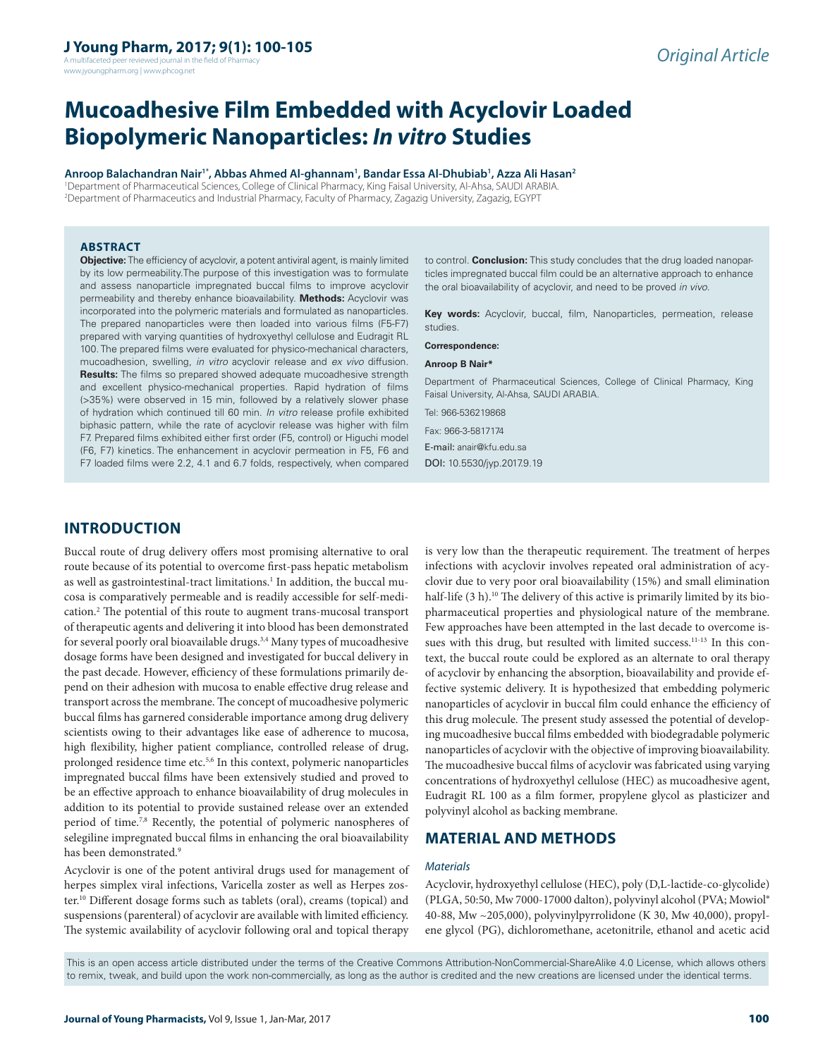Original Article

# Mucoadhesive Film Embedded with Acyclovir Loaded Biopolymeric Nanoparticles: *In vitro* Studies

**Anroop Balachandran Nair[1*], Abbas Ahmed Al-ghannam[1], Bandar Essa Al-Dhubiab[1], Azza Ali Hasan[2]**

[1]Department of Pharmaceutical Sciences, College of Clinical Pharmacy, King Faisal University, Al-Ahsa, SAUDI ARABIA.
[2]Department of Pharmaceutics and Industrial Pharmacy, Faculty of Pharmacy, Zagazig University, Zagazig, EGYPT

## ABSTRACT

**Objective:** The efficiency of acyclovir, a potent antiviral agent, is mainly limited by its low permeability. The purpose of this investigation was to formulate and assess nanoparticle impregnated buccal films to improve acyclovir permeability and thereby enhance bioavailability. **Methods:** Acyclovir was incorporated into the polymeric materials and formulated as nanoparticles. The prepared nanoparticles were then loaded into various films (F5-F7) prepared with varying quantities of hydroxyethyl cellulose and Eudragit RL 100. The prepared films were evaluated for physico-mechanical characters, mucoadhesion, swelling, *in vitro* acyclovir release and *ex vivo* diffusion. **Results:** The films so prepared showed adequate mucoadhesive strength and excellent physico-mechanical properties. Rapid hydration of films (>35%) were observed in 15 min, followed by a relatively slower phase of hydration which continued till 60 min. *In vitro* release profile exhibited biphasic pattern, while the rate of acyclovir release was higher with film F7. Prepared films exhibited either first order (F5, control) or Higuchi model (F6, F7) kinetics. The enhancement in acyclovir permeation in F5, F6 and F7 loaded films were 2.2, 4.1 and 6.7 folds, respectively, when compared to control. **Conclusion:** This study concludes that the drug loaded nanoparticles impregnated buccal film could be an alternative approach to enhance the oral bioavailability of acyclovir, and need to be proved *in vivo*.

**Key words:** Acyclovir, buccal, film, Nanoparticles, permeation, release studies.

**Correspondence:**

**Anroop B Nair***

Department of Pharmaceutical Sciences, College of Clinical Pharmacy, King Faisal University, Al-Ahsa, SAUDI ARABIA.

Tel: 966-536219868

Fax: 966-3-5817174

E-mail: anair@kfu.edu.sa

DOI: 10.5530/jyp.2017.9.19

## INTRODUCTION

Buccal route of drug delivery offers most promising alternative to oral route because of its potential to overcome first-pass hepatic metabolism as well as gastrointestinal-tract limitations.[1] In addition, the buccal mucosa is comparatively permeable and is readily accessible for self-medication.[2] The potential of this route to augment trans-mucosal transport of therapeutic agents and delivering it into blood has been demonstrated for several poorly oral bioavailable drugs.[3,4] Many types of mucoadhesive dosage forms have been designed and investigated for buccal delivery in the past decade. However, efficiency of these formulations primarily depend on their adhesion with mucosa to enable effective drug release and transport across the membrane. The concept of mucoadhesive polymeric buccal films has garnered considerable importance among drug delivery scientists owing to their advantages like ease of adherence to mucosa, high flexibility, higher patient compliance, controlled release of drug, prolonged residence time etc.[5,6] In this context, polymeric nanoparticles impregnated buccal films have been extensively studied and proved to be an effective approach to enhance bioavailability of drug molecules in addition to its potential to provide sustained release over an extended period of time.[7,8] Recently, the potential of polymeric nanospheres of selegiline impregnated buccal films in enhancing the oral bioavailability has been demonstrated.[9]

Acyclovir is one of the potent antiviral drugs used for management of herpes simplex viral infections, Varicella zoster as well as Herpes zoster.[10] Different dosage forms such as tablets (oral), creams (topical) and suspensions (parenteral) of acyclovir are available with limited efficiency. The systemic availability of acyclovir following oral and topical therapy is very low than the therapeutic requirement. The treatment of herpes infections with acyclovir involves repeated oral administration of acyclovir due to very poor oral bioavailability (15%) and small elimination half-life (3 h).[10] The delivery of this active is primarily limited by its biopharmaceutical properties and physiological nature of the membrane. Few approaches have been attempted in the last decade to overcome issues with this drug, but resulted with limited success.[11-13] In this context, the buccal route could be explored as an alternate to oral therapy of acyclovir by enhancing the absorption, bioavailability and provide effective systemic delivery. It is hypothesized that embedding polymeric nanoparticles of acyclovir in buccal film could enhance the efficiency of this drug molecule. The present study assessed the potential of developing mucoadhesive buccal films embedded with biodegradable polymeric nanoparticles of acyclovir with the objective of improving bioavailability. The mucoadhesive buccal films of acyclovir was fabricated using varying concentrations of hydroxyethyl cellulose (HEC) as mucoadhesive agent, Eudragit RL 100 as a film former, propylene glycol as plasticizer and polyvinyl alcohol as backing membrane.

## MATERIAL AND METHODS

### *Materials*

Acyclovir, hydroxyethyl cellulose (HEC), poly (D,L-lactide-co-glycolide) (PLGA, 50:50, Mw 7000-17000 dalton), polyvinyl alcohol (PVA; Mowiol® 40-88, Mw ~205,000), polyvinylpyrrolidone (K 30, Mw 40,000), propylene glycol (PG), dichloromethane, acetonitrile, ethanol and acetic acid

This is an open access article distributed under the terms of the Creative Commons Attribution-NonCommercial-ShareAlike 4.0 License, which allows others to remix, tweak, and build upon the work non-commercially, as long as the author is credited and the new creations are licensed under the identical terms.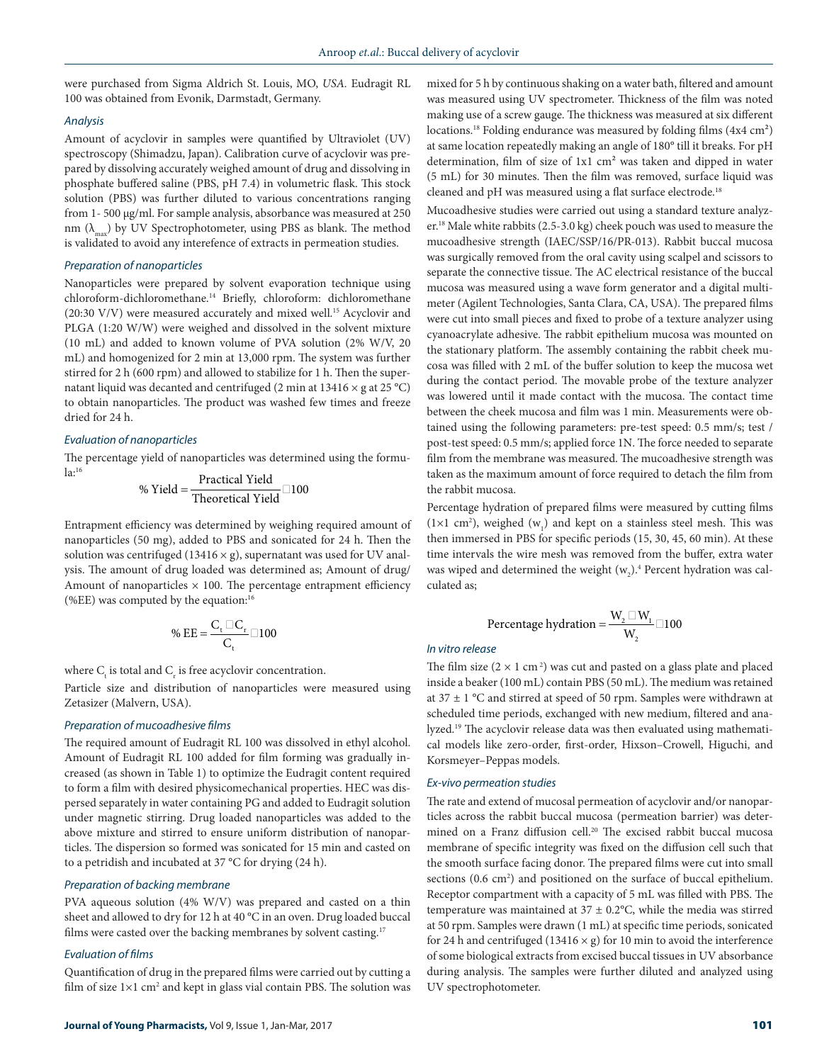were purchased from Sigma Aldrich St. Louis, MO, *USA*. Eudragit RL 100 was obtained from Evonik, Darmstadt, Germany.

### *Analysis*

Amount of acyclovir in samples were quantified by Ultraviolet (UV) spectroscopy (Shimadzu, Japan). Calibration curve of acyclovir was prepared by dissolving accurately weighed amount of drug and dissolving in phosphate buffered saline (PBS, pH 7.4) in volumetric flask. This stock solution (PBS) was further diluted to various concentrations ranging from 1- 500 µg/ml. For sample analysis, absorbance was measured at 250 nm ($\lambda_{max}$) by UV Spectrophotometer, using PBS as blank. The method is validated to avoid any interefence of extracts in permeation studies.

### *Preparation of nanoparticles*

Nanoparticles were prepared by solvent evaporation technique using chloroform-dichloromethane.[14] Briefly, chloroform: dichloromethane (20:30 V/V) were measured accurately and mixed well.[15] Acyclovir and PLGA (1:20 W/W) were weighed and dissolved in the solvent mixture (10 mL) and added to known volume of PVA solution (2% W/V, 20 mL) and homogenized for 2 min at 13,000 rpm. The system was further stirred for 2 h (600 rpm) and allowed to stabilize for 1 h. Then the supernatant liquid was decanted and centrifuged (2 min at 13416 × g at 25 °C) to obtain nanoparticles. The product was washed few times and freeze dried for 24 h.

### *Evaluation of nanoparticles*

The percentage yield of nanoparticles was determined using the formula:[16]

$$\%\ \text{Yield} = \frac{\text{Practical Yield}}{\text{Theoretical Yield}} \times 100$$

Entrapment efficiency was determined by weighing required amount of nanoparticles (50 mg), added to PBS and sonicated for 24 h. Then the solution was centrifuged (13416 × g), supernatant was used for UV analysis. The amount of drug loaded was determined as; Amount of drug/ Amount of nanoparticles × 100. The percentage entrapment efficiency (%EE) was computed by the equation:[16]

$$\%\ \text{EE} = \frac{C_t - C_r}{C_t} \times 100$$

where $C_t$ is total and $C_r$ is free acyclovir concentration.

Particle size and distribution of nanoparticles were measured using Zetasizer (Malvern, USA).

### *Preparation of mucoadhesive films*

The required amount of Eudragit RL 100 was dissolved in ethyl alcohol. Amount of Eudragit RL 100 added for film forming was gradually increased (as shown in Table 1) to optimize the Eudragit content required to form a film with desired physicomechanical properties. HEC was dispersed separately in water containing PG and added to Eudragit solution under magnetic stirring. Drug loaded nanoparticles was added to the above mixture and stirred to ensure uniform distribution of nanoparticles. The dispersion so formed was sonicated for 15 min and casted on to a petridish and incubated at 37 °C for drying (24 h).

### *Preparation of backing membrane*

PVA aqueous solution (4% W/V) was prepared and casted on a thin sheet and allowed to dry for 12 h at 40 °C in an oven. Drug loaded buccal films were casted over the backing membranes by solvent casting.[17]

### *Evaluation of films*

Quantification of drug in the prepared films were carried out by cutting a film of size 1×1 cm² and kept in glass vial contain PBS. The solution was mixed for 5 h by continuous shaking on a water bath, filtered and amount was measured using UV spectrometer. Thickness of the film was noted making use of a screw gauge. The thickness was measured at six different locations.[18] Folding endurance was measured by folding films (4x4 cm²) at same location repeatedly making an angle of 180° till it breaks. For pH determination, film of size of 1x1 cm² was taken and dipped in water (5 mL) for 30 minutes. Then the film was removed, surface liquid was cleaned and pH was measured using a flat surface electrode.[18]

Mucoadhesive studies were carried out using a standard texture analyzer.[18] Male white rabbits (2.5-3.0 kg) cheek pouch was used to measure the mucoadhesive strength (IAEC/SSP/16/PR-013). Rabbit buccal mucosa was surgically removed from the oral cavity using scalpel and scissors to separate the connective tissue. The AC electrical resistance of the buccal mucosa was measured using a wave form generator and a digital multimeter (Agilent Technologies, Santa Clara, CA, USA). The prepared films were cut into small pieces and fixed to probe of a texture analyzer using cyanoacrylate adhesive. The rabbit epithelium mucosa was mounted on the stationary platform. The assembly containing the rabbit cheek mucosa was filled with 2 mL of the buffer solution to keep the mucosa wet during the contact period. The movable probe of the texture analyzer was lowered until it made contact with the mucosa. The contact time between the cheek mucosa and film was 1 min. Measurements were obtained using the following parameters: pre-test speed: 0.5 mm/s; test / post-test speed: 0.5 mm/s; applied force 1N. The force needed to separate film from the membrane was measured. The mucoadhesive strength was taken as the maximum amount of force required to detach the film from the rabbit mucosa.

Percentage hydration of prepared films were measured by cutting films (1×1 cm²), weighed ($w_1$) and kept on a stainless steel mesh. This was then immersed in PBS for specific periods (15, 30, 45, 60 min). At these time intervals the wire mesh was removed from the buffer, extra water was wiped and determined the weight ($w_2$).[4] Percent hydration was calculated as;

$$\text{Percentage hydration} = \frac{W_2 - W_1}{W_2} \times 100$$

### *In vitro release*

The film size (2 × 1 cm²) was cut and pasted on a glass plate and placed inside a beaker (100 mL) contain PBS (50 mL). The medium was retained at 37 ± 1 °C and stirred at speed of 50 rpm. Samples were withdrawn at scheduled time periods, exchanged with new medium, filtered and analyzed.[19] The acyclovir release data was then evaluated using mathematical models like zero-order, first-order, Hixson–Crowell, Higuchi, and Korsmeyer–Peppas models.

### *Ex-vivo permeation studies*

The rate and extend of mucosal permeation of acyclovir and/or nanoparticles across the rabbit buccal mucosa (permeation barrier) was determined on a Franz diffusion cell.[20] The excised rabbit buccal mucosa membrane of specific integrity was fixed on the diffusion cell such that the smooth surface facing donor. The prepared films were cut into small sections (0.6 cm²) and positioned on the surface of buccal epithelium. Receptor compartment with a capacity of 5 mL was filled with PBS. The temperature was maintained at 37 ± 0.2°C, while the media was stirred at 50 rpm. Samples were drawn (1 mL) at specific time periods, sonicated for 24 h and centrifuged (13416 × g) for 10 min to avoid the interference of some biological extracts from excised buccal tissues in UV absorbance during analysis. The samples were further diluted and analyzed using UV spectrophotometer.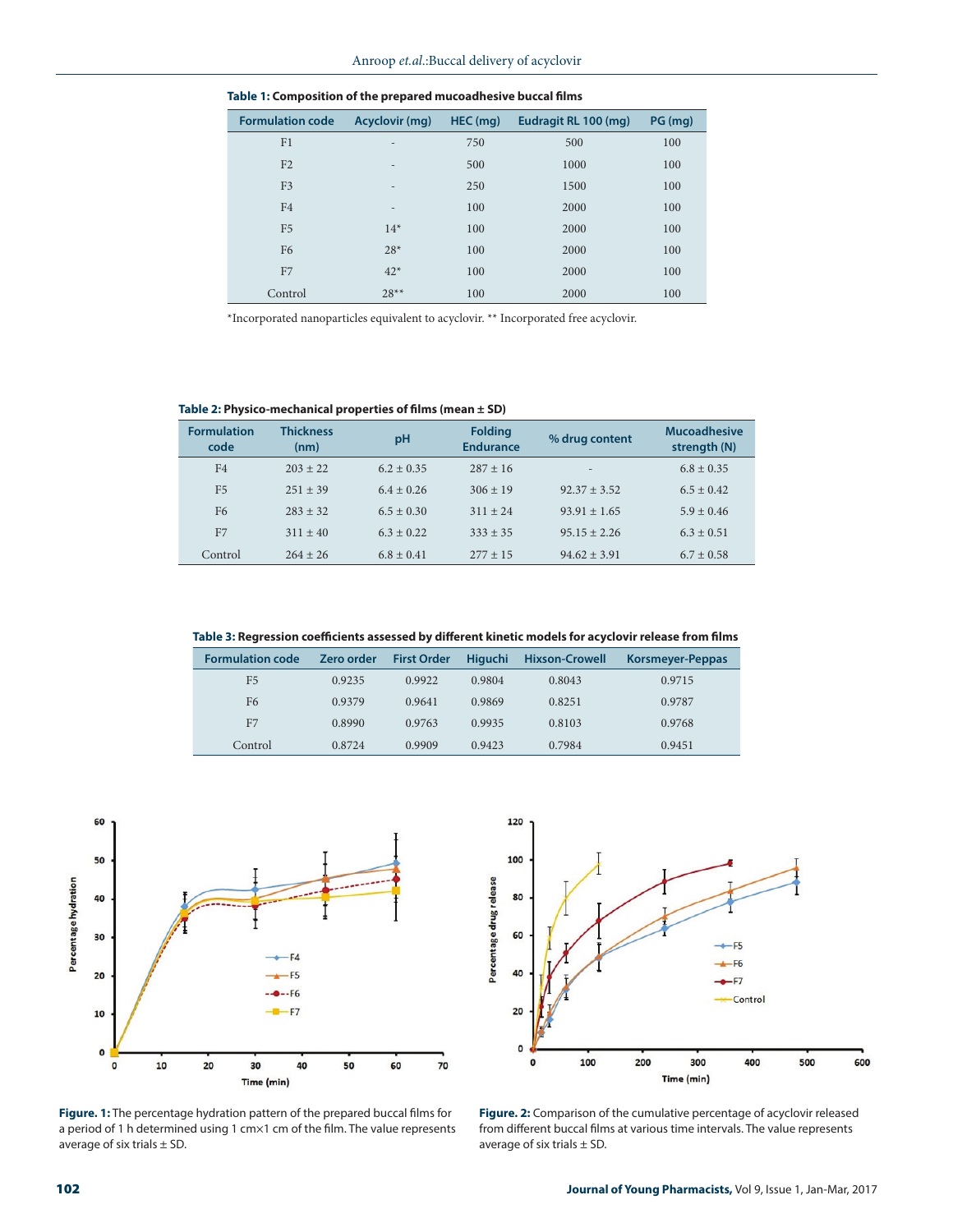**Table 1: Composition of the prepared mucoadhesive buccal films**

| Formulation code | Acyclovir (mg) | HEC (mg) | Eudragit RL 100 (mg) | PG (mg) |
|---|---|---|---|---|
| F1 | - | 750 | 500 | 100 |
| F2 | - | 500 | 1000 | 100 |
| F3 | - | 250 | 1500 | 100 |
| F4 | - | 100 | 2000 | 100 |
| F5 | 14* | 100 | 2000 | 100 |
| F6 | 28* | 100 | 2000 | 100 |
| F7 | 42* | 100 | 2000 | 100 |
| Control | 28** | 100 | 2000 | 100 |

*Incorporated nanoparticles equivalent to acyclovir. ** Incorporated free acyclovir.

**Table 2: Physico-mechanical properties of films (mean ± SD)**

| Formulation code | Thickness (nm) | pH | Folding Endurance | % drug content | Mucoadhesive strength (N) |
|---|---|---|---|---|---|
| F4 | 203 ± 22 | 6.2 ± 0.35 | 287 ± 16 | - | 6.8 ± 0.35 |
| F5 | 251 ± 39 | 6.4 ± 0.26 | 306 ± 19 | 92.37 ± 3.52 | 6.5 ± 0.42 |
| F6 | 283 ± 32 | 6.5 ± 0.30 | 311 ± 24 | 93.91 ± 1.65 | 5.9 ± 0.46 |
| F7 | 311 ± 40 | 6.3 ± 0.22 | 333 ± 35 | 95.15 ± 2.26 | 6.3 ± 0.51 |
| Control | 264 ± 26 | 6.8 ± 0.41 | 277 ± 15 | 94.62 ± 3.91 | 6.7 ± 0.58 |

**Table 3: Regression coefficients assessed by different kinetic models for acyclovir release from films**

| Formulation code | Zero order | First Order | Higuchi | Hixson-Crowell | Korsmeyer-Peppas |
|---|---|---|---|---|---|
| F5 | 0.9235 | 0.9922 | 0.9804 | 0.8043 | 0.9715 |
| F6 | 0.9379 | 0.9641 | 0.9869 | 0.8251 | 0.9787 |
| F7 | 0.8990 | 0.9763 | 0.9935 | 0.8103 | 0.9768 |
| Control | 0.8724 | 0.9909 | 0.9423 | 0.7984 | 0.9451 |

**Figure. 1:** The percentage hydration pattern of the prepared buccal films for a period of 1 h determined using 1 cm×1 cm of the film. The value represents average of six trials ± SD.

**Figure. 2:** Comparison of the cumulative percentage of acyclovir released from different buccal films at various time intervals. The value represents average of six trials ± SD.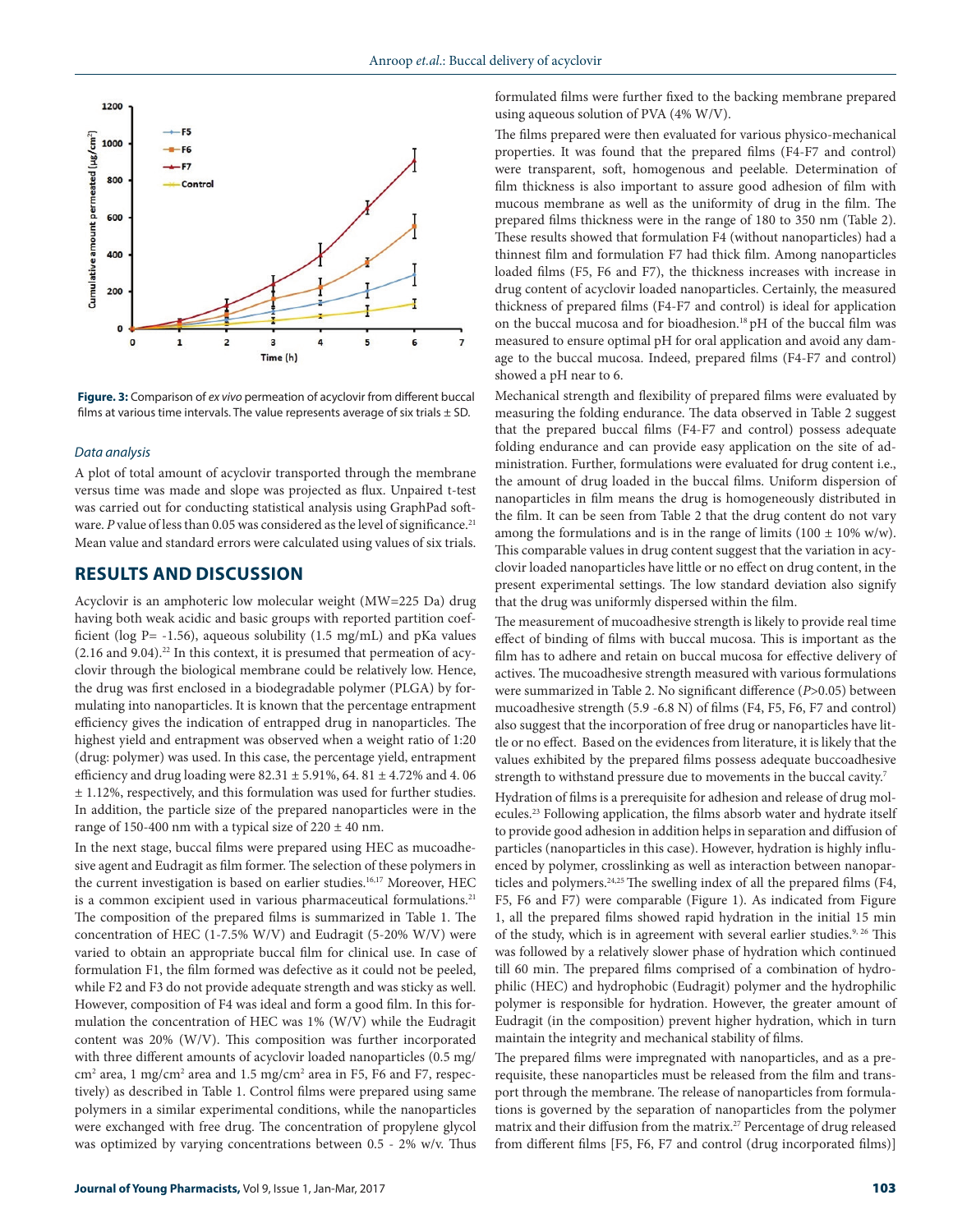Figure. 3: Comparison of *ex vivo* permeation of acyclovir from different buccal films at various time intervals. The value represents average of six trials ± SD.

*Data analysis*

A plot of total amount of acyclovir transported through the membrane versus time was made and slope was projected as flux. Unpaired t-test was carried out for conducting statistical analysis using GraphPad software. *P* value of less than 0.05 was considered as the level of significance.[21] Mean value and standard errors were calculated using values of six trials.

## RESULTS AND DISCUSSION

Acyclovir is an amphoteric low molecular weight (MW=225 Da) drug having both weak acidic and basic groups with reported partition coefficient (log P= -1.56), aqueous solubility (1.5 mg/mL) and pKa values (2.16 and 9.04).[22] In this context, it is presumed that permeation of acyclovir through the biological membrane could be relatively low. Hence, the drug was first enclosed in a biodegradable polymer (PLGA) by formulating into nanoparticles. It is known that the percentage entrapment efficiency gives the indication of entrapped drug in nanoparticles. The highest yield and entrapment was observed when a weight ratio of 1:20 (drug: polymer) was used. In this case, the percentage yield, entrapment efficiency and drug loading were 82.31 ± 5.91%, 64. 81 ± 4.72% and 4. 06 ± 1.12%, respectively, and this formulation was used for further studies. In addition, the particle size of the prepared nanoparticles were in the range of 150-400 nm with a typical size of 220 ± 40 nm.

In the next stage, buccal films were prepared using HEC as mucoadhesive agent and Eudragit as film former. The selection of these polymers in the current investigation is based on earlier studies.[16,17] Moreover, HEC is a common excipient used in various pharmaceutical formulations.[21] The composition of the prepared films is summarized in Table 1. The concentration of HEC (1-7.5% W/V) and Eudragit (5-20% W/V) were varied to obtain an appropriate buccal film for clinical use. In case of formulation F1, the film formed was defective as it could not be peeled, while F2 and F3 do not provide adequate strength and was sticky as well. However, composition of F4 was ideal and form a good film. In this formulation the concentration of HEC was 1% (W/V) while the Eudragit content was 20% (W/V). This composition was further incorporated with three different amounts of acyclovir loaded nanoparticles (0.5 mg/cm$^2$ area, 1 mg/cm$^2$ area and 1.5 mg/cm$^2$ area in F5, F6 and F7, respectively) as described in Table 1. Control films were prepared using same polymers in a similar experimental conditions, while the nanoparticles were exchanged with free drug. The concentration of propylene glycol was optimized by varying concentrations between 0.5 - 2% w/v. Thus formulated films were further fixed to the backing membrane prepared using aqueous solution of PVA (4% W/V).

The films prepared were then evaluated for various physico-mechanical properties. It was found that the prepared films (F4-F7 and control) were transparent, soft, homogenous and peelable. Determination of film thickness is also important to assure good adhesion of film with mucous membrane as well as the uniformity of drug in the film. The prepared films thickness were in the range of 180 to 350 nm (Table 2). These results showed that formulation F4 (without nanoparticles) had a thinnest film and formulation F7 had thick film. Among nanoparticles loaded films (F5, F6 and F7), the thickness increases with increase in drug content of acyclovir loaded nanoparticles. Certainly, the measured thickness of prepared films (F4-F7 and control) is ideal for application on the buccal mucosa and for bioadhesion.[18] pH of the buccal film was measured to ensure optimal pH for oral application and avoid any damage to the buccal mucosa. Indeed, prepared films (F4-F7 and control) showed a pH near to 6.

Mechanical strength and flexibility of prepared films were evaluated by measuring the folding endurance. The data observed in Table 2 suggest that the prepared buccal films (F4-F7 and control) possess adequate folding endurance and can provide easy application on the site of administration. Further, formulations were evaluated for drug content i.e., the amount of drug loaded in the buccal films. Uniform dispersion of nanoparticles in film means the drug is homogeneously distributed in the film. It can be seen from Table 2 that the drug content do not vary among the formulations and is in the range of limits (100 ± 10% w/w). This comparable values in drug content suggest that the variation in acyclovir loaded nanoparticles have little or no effect on drug content, in the present experimental settings. The low standard deviation also signify that the drug was uniformly dispersed within the film.

The measurement of mucoadhesive strength is likely to provide real time effect of binding of films with buccal mucosa. This is important as the film has to adhere and retain on buccal mucosa for effective delivery of actives. The mucoadhesive strength measured with various formulations were summarized in Table 2. No significant difference (*P*>0.05) between mucoadhesive strength (5.9 -6.8 N) of films (F4, F5, F6, F7 and control) also suggest that the incorporation of free drug or nanoparticles have little or no effect. Based on the evidences from literature, it is likely that the values exhibited by the prepared films possess adequate buccoadhesive strength to withstand pressure due to movements in the buccal cavity.[7]

Hydration of films is a prerequisite for adhesion and release of drug molecules.[23] Following application, the films absorb water and hydrate itself to provide good adhesion in addition helps in separation and diffusion of particles (nanoparticles in this case). However, hydration is highly influenced by polymer, crosslinking as well as interaction between nanoparticles and polymers.[24,25] The swelling index of all the prepared films (F4, F5, F6 and F7) were comparable (Figure 1). As indicated from Figure 1, all the prepared films showed rapid hydration in the initial 15 min of the study, which is in agreement with several earlier studies.[9, 26] This was followed by a relatively slower phase of hydration which continued till 60 min. The prepared films comprised of a combination of hydrophilic (HEC) and hydrophobic (Eudragit) polymer and the hydrophilic polymer is responsible for hydration. However, the greater amount of Eudragit (in the composition) prevent higher hydration, which in turn maintain the integrity and mechanical stability of films.

The prepared films were impregnated with nanoparticles, and as a prerequisite, these nanoparticles must be released from the film and transport through the membrane. The release of nanoparticles from formulations is governed by the separation of nanoparticles from the polymer matrix and their diffusion from the matrix.[27] Percentage of drug released from different films [F5, F6, F7 and control (drug incorporated films)]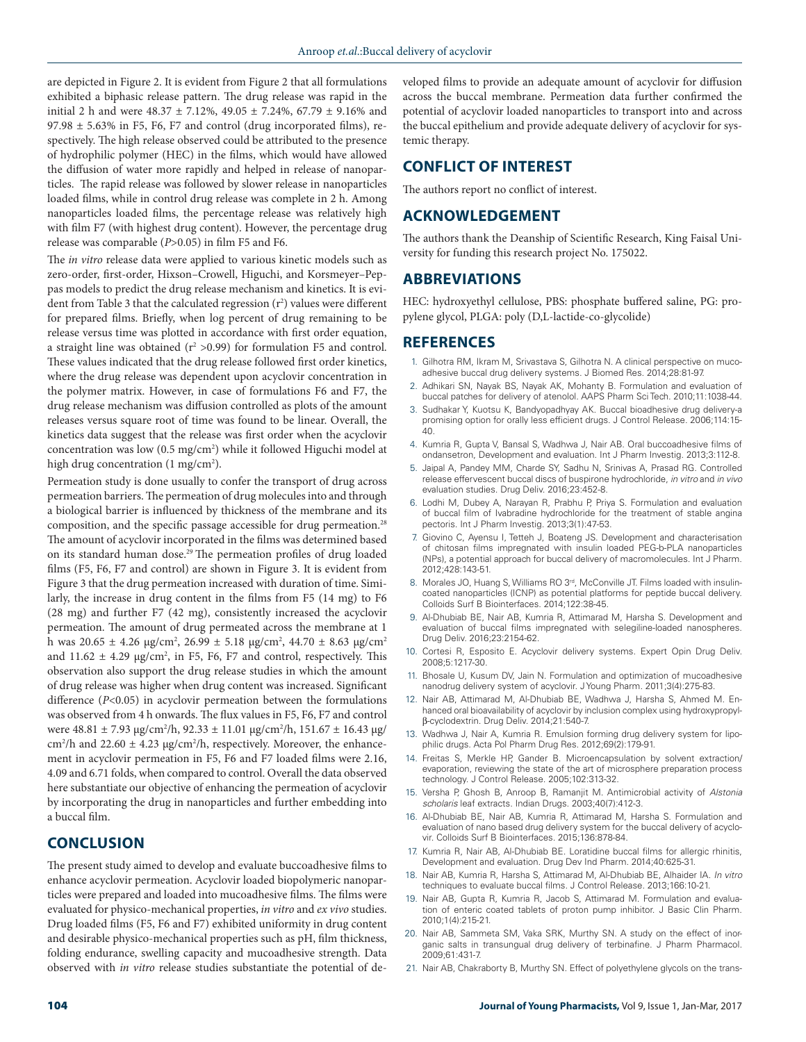are depicted in Figure 2. It is evident from Figure 2 that all formulations exhibited a biphasic release pattern. The drug release was rapid in the initial 2 h and were 48.37 ± 7.12%, 49.05 ± 7.24%, 67.79 ± 9.16% and 97.98 ± 5.63% in F5, F6, F7 and control (drug incorporated films), respectively. The high release observed could be attributed to the presence of hydrophilic polymer (HEC) in the films, which would have allowed the diffusion of water more rapidly and helped in release of nanoparticles. The rapid release was followed by slower release in nanoparticles loaded films, while in control drug release was complete in 2 h. Among nanoparticles loaded films, the percentage release was relatively high with film F7 (with highest drug content). However, the percentage drug release was comparable ($P$>0.05) in film F5 and F6.

The *in vitro* release data were applied to various kinetic models such as zero-order, first-order, Hixson–Crowell, Higuchi, and Korsmeyer–Peppas models to predict the drug release mechanism and kinetics. It is evident from Table 3 that the calculated regression ($r^2$) values were different for prepared films. Briefly, when log percent of drug remaining to be release versus time was plotted in accordance with first order equation, a straight line was obtained ($r^2$ >0.99) for formulation F5 and control. These values indicated that the drug release followed first order kinetics, where the drug release was dependent upon acyclovir concentration in the polymer matrix. However, in case of formulations F6 and F7, the drug release mechanism was diffusion controlled as plots of the amount releases versus square root of time was found to be linear. Overall, the kinetics data suggest that the release was first order when the acyclovir concentration was low (0.5 mg/cm$^2$) while it followed Higuchi model at high drug concentration (1 mg/cm$^2$).

Permeation study is done usually to confer the transport of drug across permeation barriers. The permeation of drug molecules into and through a biological barrier is influenced by thickness of the membrane and its composition, and the specific passage accessible for drug permeation.[28] The amount of acyclovir incorporated in the films was determined based on its standard human dose.[29] The permeation profiles of drug loaded films (F5, F6, F7 and control) are shown in Figure 3. It is evident from Figure 3 that the drug permeation increased with duration of time. Similarly, the increase in drug content in the films from F5 (14 mg) to F6 (28 mg) and further F7 (42 mg), consistently increased the acyclovir permeation. The amount of drug permeated across the membrane at 1 h was 20.65 ± 4.26 μg/cm$^2$, 26.99 ± 5.18 μg/cm$^2$, 44.70 ± 8.63 μg/cm$^2$ and 11.62 ± 4.29 μg/cm$^2$, in F5, F6, F7 and control, respectively. This observation also support the drug release studies in which the amount of drug release was higher when drug content was increased. Significant difference ($P$<0.05) in acyclovir permeation between the formulations was observed from 4 h onwards. The flux values in F5, F6, F7 and control were 48.81 ± 7.93 μg/cm$^2$/h, 92.33 ± 11.01 μg/cm$^2$/h, 151.67 ± 16.43 μg/cm$^2$/h and 22.60 ± 4.23 μg/cm$^2$/h, respectively. Moreover, the enhancement in acyclovir permeation in F5, F6 and F7 loaded films were 2.16, 4.09 and 6.71 folds, when compared to control. Overall the data observed here substantiate our objective of enhancing the permeation of acyclovir by incorporating the drug in nanoparticles and further embedding into a buccal film.

## CONCLUSION

The present study aimed to develop and evaluate buccoadhesive films to enhance acyclovir permeation. Acyclovir loaded biopolymeric nanoparticles were prepared and loaded into mucoadhesive films. The films were evaluated for physico-mechanical properties, *in vitro* and *ex vivo* studies. Drug loaded films (F5, F6 and F7) exhibited uniformity in drug content and desirable physico-mechanical properties such as pH, film thickness, folding endurance, swelling capacity and mucoadhesive strength. Data observed with *in vitro* release studies substantiate the potential of developed films to provide an adequate amount of acyclovir for diffusion across the buccal membrane. Permeation data further confirmed the potential of acyclovir loaded nanoparticles to transport into and across the buccal epithelium and provide adequate delivery of acyclovir for systemic therapy.

## CONFLICT OF INTEREST

The authors report no conflict of interest.

## ACKNOWLEDGEMENT

The authors thank the Deanship of Scientific Research, King Faisal University for funding this research project No. 175022.

## ABBREVIATIONS

HEC: hydroxyethyl cellulose, PBS: phosphate buffered saline, PG: propylene glycol, PLGA: poly (D,L-lactide-co-glycolide)

## REFERENCES

1. Gilhotra RM, Ikram M, Srivastava S, Gilhotra N. A clinical perspective on mucoadhesive buccal drug delivery systems. J Biomed Res. 2014;28:81-97.
2. Adhikari SN, Nayak BS, Nayak AK, Mohanty B. Formulation and evaluation of buccal patches for delivery of atenolol. AAPS Pharm Sci Tech. 2010;11:1038-44.
3. Sudhakar Y, Kuotsu K, Bandyopadhyay AK. Buccal bioadhesive drug delivery-a promising option for orally less efficient drugs. J Control Release. 2006;114:15-40.
4. Kumria R, Gupta V, Bansal S, Wadhwa J, Nair AB. Oral buccoadhesive films of ondansetron, Development and evaluation. Int J Pharm Investig. 2013;3:112-8.
5. Jaipal A, Pandey MM, Charde SY, Sadhu N, Srinivas A, Prasad RG. Controlled release effervescent buccal discs of buspirone hydrochloride, *in vitro* and *in vivo* evaluation studies. Drug Deliv. 2016;23:452-8.
6. Lodhi M, Dubey A, Narayan R, Prabhu P, Priya S. Formulation and evaluation of buccal film of Ivabradine hydrochloride for the treatment of stable angina pectoris. Int J Pharm Investig. 2013;3(1):47-53.
7. Giovino C, Ayensu I, Tetteh J, Boateng JS. Development and characterisation of chitosan films impregnated with insulin loaded PEG-b-PLA nanoparticles (NPs), a potential approach for buccal delivery of macromolecules. Int J Pharm. 2012;428:143-51.
8. Morales JO, Huang S, Williams RO 3rd, McConville JT. Films loaded with insulin-coated nanoparticles (ICNP) as potential platforms for peptide buccal delivery. Colloids Surf B Biointerfaces. 2014;122:38-45.
9. Al-Dhubiab BE, Nair AB, Kumria R, Attimarad M, Harsha S. Development and evaluation of buccal films impregnated with selegiline-loaded nanospheres. Drug Deliv. 2016;23:2154-62.
10. Cortesi R, Esposito E. Acyclovir delivery systems. Expert Opin Drug Deliv. 2008;5:1217-30.
11. Bhosale U, Kusum DV, Jain N. Formulation and optimization of mucoadhesive nanodrug delivery system of acyclovir. J Young Pharm. 2011;3(4):275-83.
12. Nair AB, Attimarad M, Al-Dhubiab BE, Wadhwa J, Harsha S, Ahmed M. Enhanced oral bioavailability of acyclovir by inclusion complex using hydroxypropyl-β-cyclodextrin. Drug Deliv. 2014;21:540-7.
13. Wadhwa J, Nair A, Kumria R. Emulsion forming drug delivery system for lipophilic drugs. Acta Pol Pharm Drug Res. 2012;69(2):179-91.
14. Freitas S, Merkle HP, Gander B. Microencapsulation by solvent extraction/evaporation, reviewing the state of the art of microsphere preparation process technology. J Control Release. 2005;102:313-32.
15. Versha P, Ghosh B, Anroop B, Ramanjit M. Antimicrobial activity of *Alstonia scholaris* leaf extracts. Indian Drugs. 2003;40(7):412-3.
16. Al-Dhubiab BE, Nair AB, Kumria R, Attimarad M, Harsha S. Formulation and evaluation of nano based drug delivery system for the buccal delivery of acyclovir. Colloids Surf B Biointerfaces. 2015;136:878-84.
17. Kumria R, Nair AB, Al-Dhubiab BE. Loratidine buccal films for allergic rhinitis, Development and evaluation. Drug Dev Ind Pharm. 2014;40:625-31.
18. Nair AB, Kumria R, Harsha S, Attimarad M, Al-Dhubiab BE, Alhaider IA. *In vitro* techniques to evaluate buccal films. J Control Release. 2013;166:10-21.
19. Nair AB, Gupta R, Kumria R, Jacob S, Attimarad M. Formulation and evaluation of enteric coated tablets of proton pump inhibitor. J Basic Clin Pharm. 2010;1(4):215-21.
20. Nair AB, Sammeta SM, Vaka SRK, Murthy SN. A study on the effect of inorganic salts in transungual drug delivery of terbinafine. J Pharm Pharmacol. 2009;61:431-7.
21. Nair AB, Chakraborty B, Murthy SN. Effect of polyethylene glycols on the trans-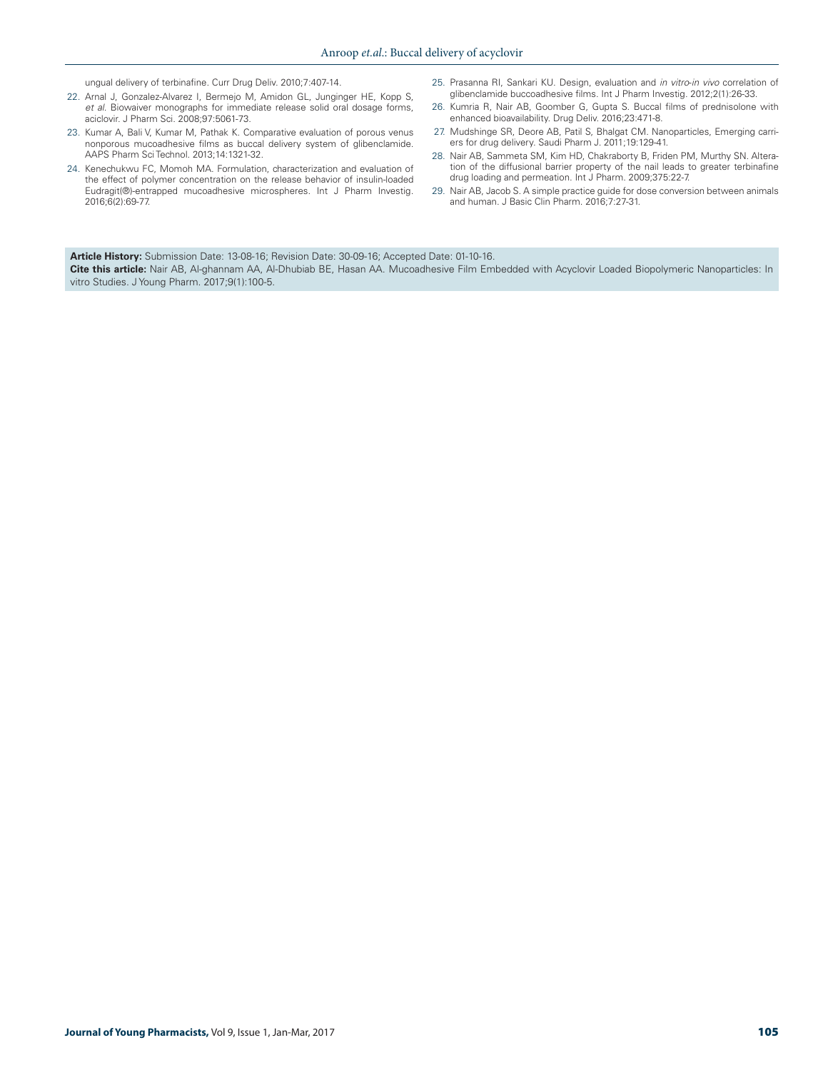ungual delivery of terbinafine. Curr Drug Deliv. 2010;7:407-14.

22. Arnal J, Gonzalez-Alvarez I, Bermejo M, Amidon GL, Junginger HE, Kopp S, *et al.* Biowaiver monographs for immediate release solid oral dosage forms, aciclovir. J Pharm Sci. 2008;97:5061-73.
23. Kumar A, Bali V, Kumar M, Pathak K. Comparative evaluation of porous venus nonporous mucoadhesive films as buccal delivery system of glibenclamide. AAPS Pharm Sci Technol. 2013;14:1321-32.
24. Kenechukwu FC, Momoh MA. Formulation, characterization and evaluation of the effect of polymer concentration on the release behavior of insulin-loaded Eudragit(®)-entrapped mucoadhesive microspheres. Int J Pharm Investig. 2016;6(2):69-77.
25. Prasanna RI, Sankari KU. Design, evaluation and *in vitro-in vivo* correlation of glibenclamide buccoadhesive films. Int J Pharm Investig. 2012;2(1):26-33.
26. Kumria R, Nair AB, Goomber G, Gupta S. Buccal films of prednisolone with enhanced bioavailability. Drug Deliv. 2016;23:471-8.
27. Mudshinge SR, Deore AB, Patil S, Bhalgat CM. Nanoparticles, Emerging carriers for drug delivery. Saudi Pharm J. 2011;19:129-41.
28. Nair AB, Sammeta SM, Kim HD, Chakraborty B, Friden PM, Murthy SN. Alteration of the diffusional barrier property of the nail leads to greater terbinafine drug loading and permeation. Int J Pharm. 2009;375:22-7.
29. Nair AB, Jacob S. A simple practice guide for dose conversion between animals and human. J Basic Clin Pharm. 2016;7:27-31.

**Article History:** Submission Date: 13-08-16; Revision Date: 30-09-16; Accepted Date: 01-10-16.

**Cite this article:** Nair AB, Al-ghannam AA, Al-Dhubiab BE, Hasan AA. Mucoadhesive Film Embedded with Acyclovir Loaded Biopolymeric Nanoparticles: In vitro Studies. J Young Pharm. 2017;9(1):100-5.